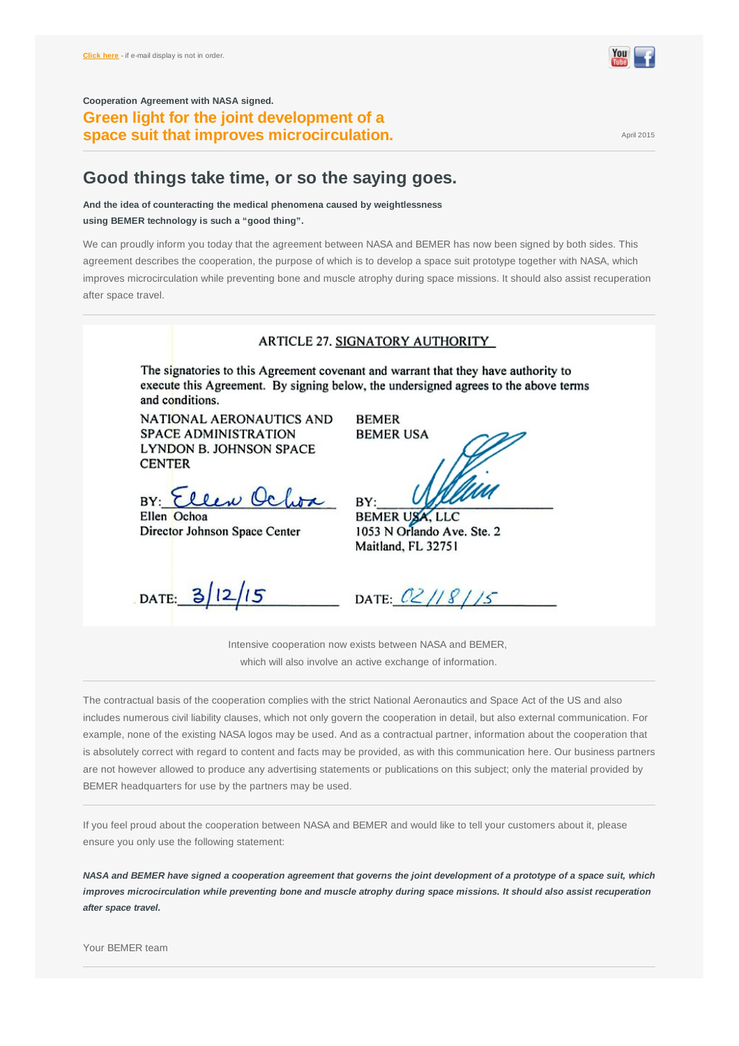**Click here** - if e-mail display is not in order.

**Cooperation Agreement with NASA signed.**

## Green light for the joint development of a space suit that improves microcirculation.

April 2015

# Good things take time, or so the saying goes.

**And the idea of counteracting the medical phenomena caused by weightlessness using BEMER technology is such a "good thing".**

We can proudly inform you today that the agreement between NASA and BEMER has now been signed by both sides. This agreement describes the cooperation, the purpose of which is to develop a space suit prototype together with NASA, which improves microcirculation while preventing bone and muscle atrophy during space missions. It should also assist recuperation after space travel.

ARTICLE 27. SIGNATORY AUTHORITY

The signatories to this Agreement covenant and warrant that they have authority to execute this Agreement. By signing below, the undersigned agrees to the above terms and conditions.

| NATIONAL AERONAUTICS AND SPACE ADMINISTRATION LYNDON B. JOHNSON SPACE CENTER | BEMER BEMER USA |
| --- | --- |
| BY: Ellen Ochoa | BY: |
| Ellen Ochoa Director Johnson Space Center | BEMER USA, LLC 1053 N Orlando Ave. Ste. 2 Maitland, FL 32751 |
| DATE: 3/12/15 | DATE: 02/18/15 |

Intensive cooperation now exists between NASA and BEMER, which will also involve an active exchange of information.

The contractual basis of the cooperation complies with the strict National Aeronautics and Space Act of the US and also includes numerous civil liability clauses, which not only govern the cooperation in detail, but also external communication. For example, none of the existing NASA logos may be used. And as a contractual partner, information about the cooperation that is absolutely correct with regard to content and facts may be provided, as with this communication here. Our business partners are not however allowed to produce any advertising statements or publications on this subject; only the material provided by BEMER headquarters for use by the partners may be used.

If you feel proud about the cooperation between NASA and BEMER and would like to tell your customers about it, please ensure you only use the following statement:

***NASA and BEMER have signed a cooperation agreement that governs the joint development of a prototype of a space suit, which improves microcirculation while preventing bone and muscle atrophy during space missions. It should also assist recuperation after space travel.***

Your BEMER team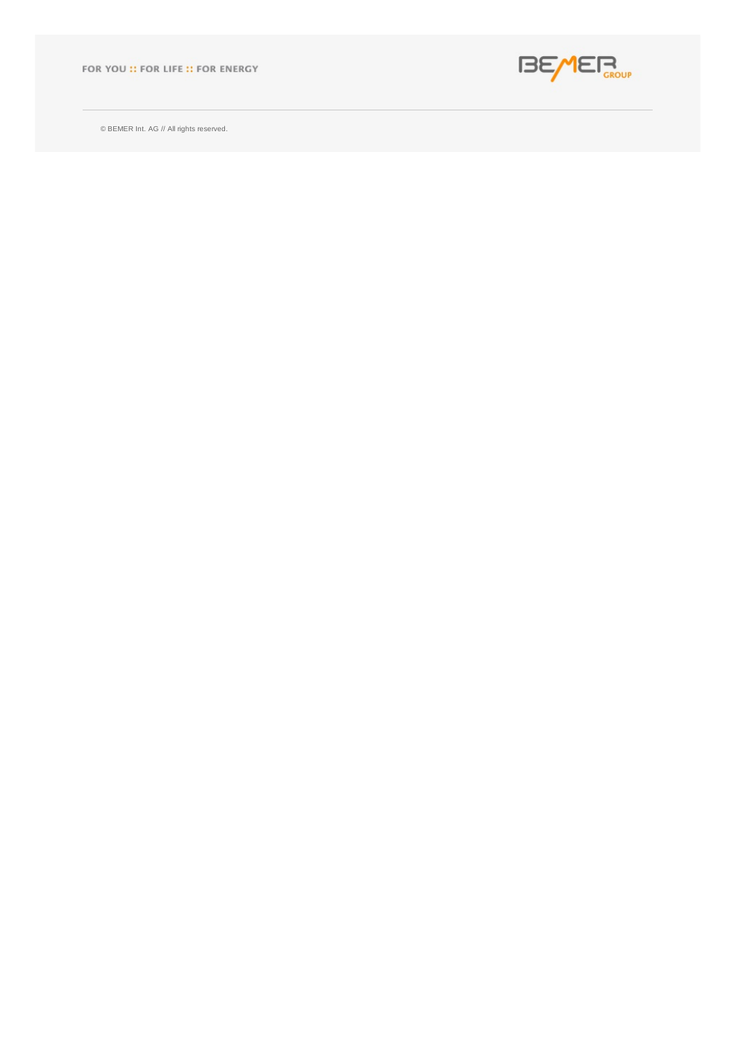FOR YOU :: FOR LIFE :: FOR ENERGY

BEMER GROUP

© BEMER Int. AG // All rights reserved.